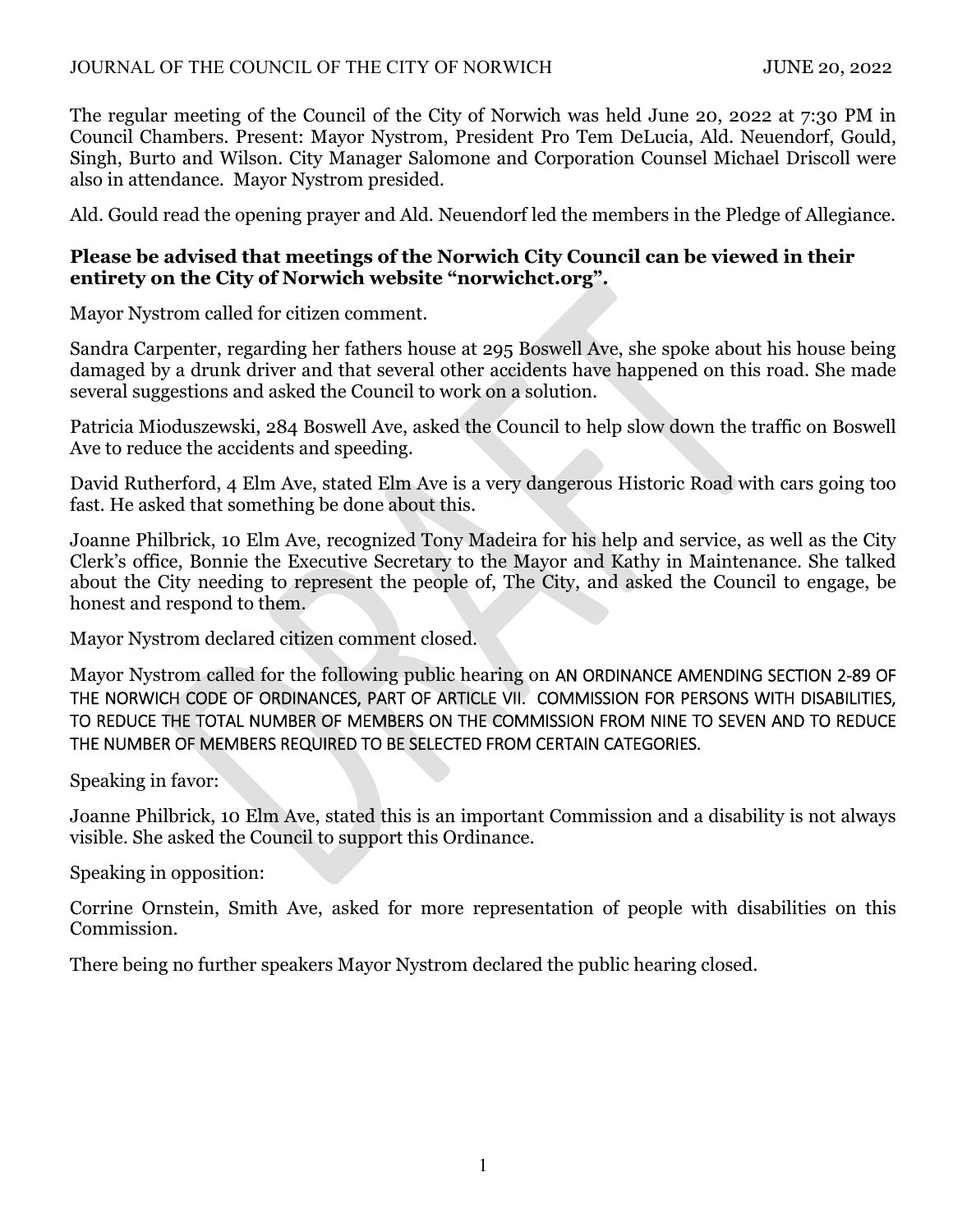The regular meeting of the Council of the City of Norwich was held June 20, 2022 at 7:30 PM in Council Chambers. Present: Mayor Nystrom, President Pro Tem DeLucia, Ald. Neuendorf, Gould, Singh, Burto and Wilson. City Manager Salomone and Corporation Counsel Michael Driscoll were also in attendance. Mayor Nystrom presided.

Ald. Gould read the opening prayer and Ald. Neuendorf led the members in the Pledge of Allegiance.

**Please be advised that meetings of the Norwich City Council can be viewed in their entirety on the City of Norwich website "norwichct.org".**

Mayor Nystrom called for citizen comment.

Sandra Carpenter, regarding her fathers house at 295 Boswell Ave, she spoke about his house being damaged by a drunk driver and that several other accidents have happened on this road. She made several suggestions and asked the Council to work on a solution.

Patricia Mioduszewski, 284 Boswell Ave, asked the Council to help slow down the traffic on Boswell Ave to reduce the accidents and speeding.

David Rutherford, 4 Elm Ave, stated Elm Ave is a very dangerous Historic Road with cars going too fast. He asked that something be done about this.

Joanne Philbrick, 10 Elm Ave, recognized Tony Madeira for his help and service, as well as the City Clerk's office, Bonnie the Executive Secretary to the Mayor and Kathy in Maintenance. She talked about the City needing to represent the people of, The City, and asked the Council to engage, be honest and respond to them.

Mayor Nystrom declared citizen comment closed.

Mayor Nystrom called for the following public hearing on AN ORDINANCE AMENDING SECTION 2-89 OF THE NORWICH CODE OF ORDINANCES, PART OF ARTICLE VII. COMMISSION FOR PERSONS WITH DISABILITIES, TO REDUCE THE TOTAL NUMBER OF MEMBERS ON THE COMMISSION FROM NINE TO SEVEN AND TO REDUCE THE NUMBER OF MEMBERS REQUIRED TO BE SELECTED FROM CERTAIN CATEGORIES.

Speaking in favor:

Joanne Philbrick, 10 Elm Ave, stated this is an important Commission and a disability is not always visible. She asked the Council to support this Ordinance.

Speaking in opposition:

Corrine Ornstein, Smith Ave, asked for more representation of people with disabilities on this Commission.

There being no further speakers Mayor Nystrom declared the public hearing closed.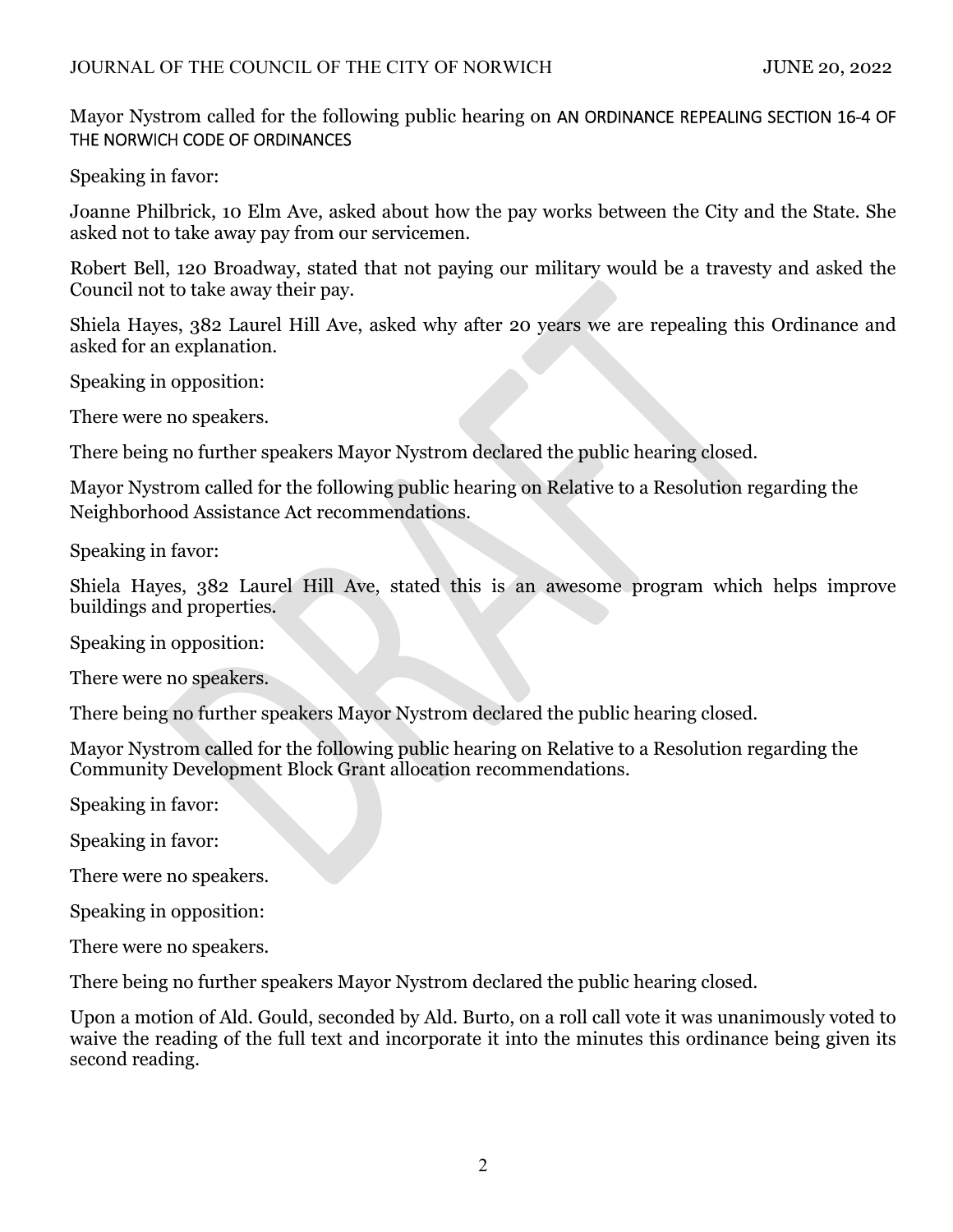Mayor Nystrom called for the following public hearing on AN ORDINANCE REPEALING SECTION 16-4 OF THE NORWICH CODE OF ORDINANCES

Speaking in favor:

Joanne Philbrick, 10 Elm Ave, asked about how the pay works between the City and the State. She asked not to take away pay from our servicemen.

Robert Bell, 120 Broadway, stated that not paying our military would be a travesty and asked the Council not to take away their pay.

Shiela Hayes, 382 Laurel Hill Ave, asked why after 20 years we are repealing this Ordinance and asked for an explanation.

Speaking in opposition:

There were no speakers.

There being no further speakers Mayor Nystrom declared the public hearing closed.

Mayor Nystrom called for the following public hearing on Relative to a Resolution regarding the Neighborhood Assistance Act recommendations.

Speaking in favor:

Shiela Hayes, 382 Laurel Hill Ave, stated this is an awesome program which helps improve buildings and properties.

Speaking in opposition:

There were no speakers.

There being no further speakers Mayor Nystrom declared the public hearing closed.

Mayor Nystrom called for the following public hearing on Relative to a Resolution regarding the Community Development Block Grant allocation recommendations.

Speaking in favor:

Speaking in favor:

There were no speakers.

Speaking in opposition:

There were no speakers.

There being no further speakers Mayor Nystrom declared the public hearing closed.

Upon a motion of Ald. Gould, seconded by Ald. Burto, on a roll call vote it was unanimously voted to waive the reading of the full text and incorporate it into the minutes this ordinance being given its second reading.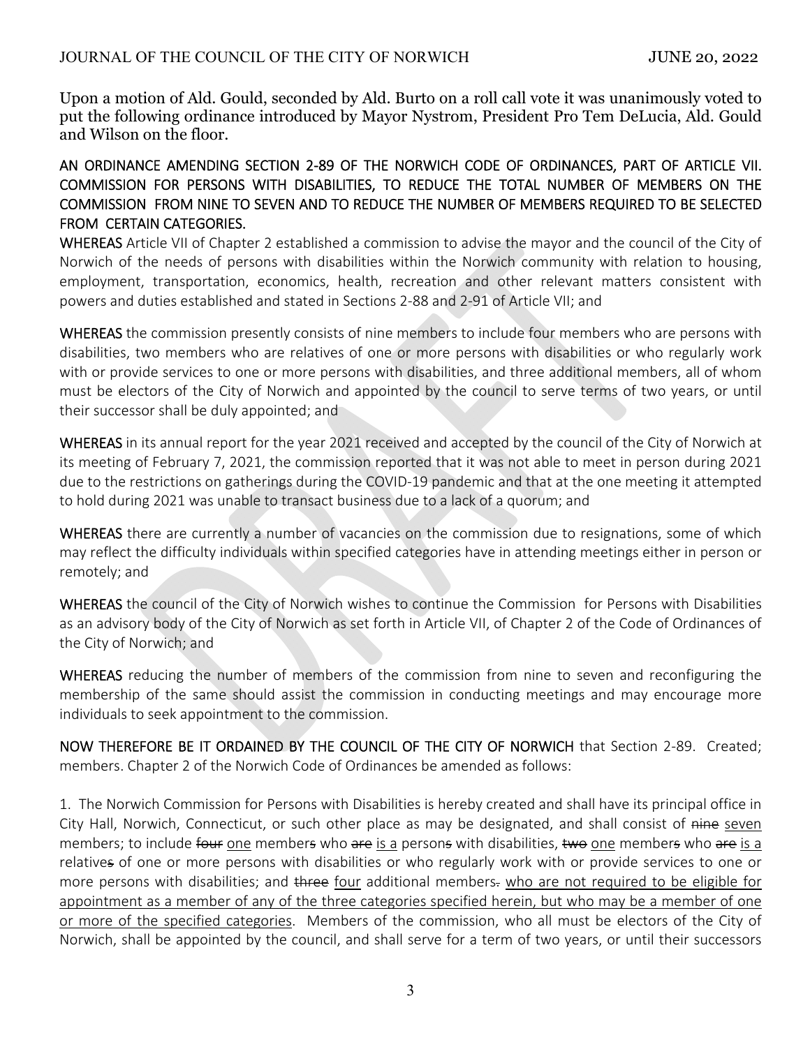Upon a motion of Ald. Gould, seconded by Ald. Burto on a roll call vote it was unanimously voted to put the following ordinance introduced by Mayor Nystrom, President Pro Tem DeLucia, Ald. Gould and Wilson on the floor.

AN ORDINANCE AMENDING SECTION 2-89 OF THE NORWICH CODE OF ORDINANCES, PART OF ARTICLE VII. COMMISSION FOR PERSONS WITH DISABILITIES, TO REDUCE THE TOTAL NUMBER OF MEMBERS ON THE COMMISSION FROM NINE TO SEVEN AND TO REDUCE THE NUMBER OF MEMBERS REQUIRED TO BE SELECTED FROM CERTAIN CATEGORIES.

WHEREAS Article VII of Chapter 2 established a commission to advise the mayor and the council of the City of Norwich of the needs of persons with disabilities within the Norwich community with relation to housing, employment, transportation, economics, health, recreation and other relevant matters consistent with powers and duties established and stated in Sections 2-88 and 2-91 of Article VII; and

WHEREAS the commission presently consists of nine members to include four members who are persons with disabilities, two members who are relatives of one or more persons with disabilities or who regularly work with or provide services to one or more persons with disabilities, and three additional members, all of whom must be electors of the City of Norwich and appointed by the council to serve terms of two years, or until their successor shall be duly appointed; and

WHEREAS in its annual report for the year 2021 received and accepted by the council of the City of Norwich at its meeting of February 7, 2021, the commission reported that it was not able to meet in person during 2021 due to the restrictions on gatherings during the COVID-19 pandemic and that at the one meeting it attempted to hold during 2021 was unable to transact business due to a lack of a quorum; and

WHEREAS there are currently a number of vacancies on the commission due to resignations, some of which may reflect the difficulty individuals within specified categories have in attending meetings either in person or remotely; and

WHEREAS the council of the City of Norwich wishes to continue the Commission for Persons with Disabilities as an advisory body of the City of Norwich as set forth in Article VII, of Chapter 2 of the Code of Ordinances of the City of Norwich; and

WHEREAS reducing the number of members of the commission from nine to seven and reconfiguring the membership of the same should assist the commission in conducting meetings and may encourage more individuals to seek appointment to the commission.

NOW THEREFORE BE IT ORDAINED BY THE COUNCIL OF THE CITY OF NORWICH that Section 2-89. Created; members. Chapter 2 of the Norwich Code of Ordinances be amended as follows:

1. The Norwich Commission for Persons with Disabilities is hereby created and shall have its principal office in City Hall, Norwich, Connecticut, or such other place as may be designated, and shall consist of ~~nine~~ <u>seven</u> members; to include ~~four~~ <u>one</u> member~~s~~ who ~~are~~ <u>is a</u> person~~s~~ with disabilities, ~~two~~ <u>one</u> member~~s~~ who ~~are~~ <u>is a</u> relative~~s~~ of one or more persons with disabilities or who regularly work with or provide services to one or more persons with disabilities; and ~~three~~ <u>four</u> additional members~~.~~ <u>who are not required to be eligible for appointment as a member of any of the three categories specified herein, but who may be a member of one or more of the specified categories</u>. Members of the commission, who all must be electors of the City of Norwich, shall be appointed by the council, and shall serve for a term of two years, or until their successors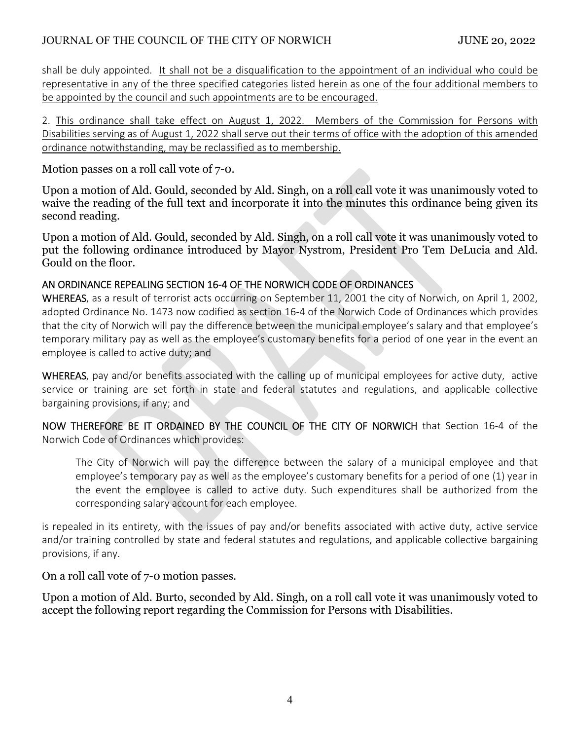shall be duly appointed. <u>It shall not be a disqualification to the appointment of an individual who could be representative in any of the three specified categories listed herein as one of the four additional members to be appointed by the council and such appointments are to be encouraged.</u>

2. <u>This ordinance shall take effect on August 1, 2022. Members of the Commission for Persons with Disabilities serving as of August 1, 2022 shall serve out their terms of office with the adoption of this amended ordinance notwithstanding, may be reclassified as to membership.</u>

Motion passes on a roll call vote of 7-0.

Upon a motion of Ald. Gould, seconded by Ald. Singh, on a roll call vote it was unanimously voted to waive the reading of the full text and incorporate it into the minutes this ordinance being given its second reading.

Upon a motion of Ald. Gould, seconded by Ald. Singh, on a roll call vote it was unanimously voted to put the following ordinance introduced by Mayor Nystrom, President Pro Tem DeLucia and Ald. Gould on the floor.

<u>AN ORDINANCE REPEALING SECTION 16-4 OF THE NORWICH CODE OF ORDINANCES</u>

**WHEREAS**, as a result of terrorist acts occurring on September 11, 2001 the city of Norwich, on April 1, 2002, adopted Ordinance No. 1473 now codified as section 16-4 of the Norwich Code of Ordinances which provides that the city of Norwich will pay the difference between the municipal employee's salary and that employee's temporary military pay as well as the employee's customary benefits for a period of one year in the event an employee is called to active duty; and

**WHEREAS**, pay and/or benefits associated with the calling up of municipal employees for active duty, active service or training are set forth in state and federal statutes and regulations, and applicable collective bargaining provisions, if any; and

**NOW THEREFORE BE IT ORDAINED BY THE COUNCIL OF THE CITY OF NORWICH** that Section 16-4 of the Norwich Code of Ordinances which provides:

> The City of Norwich will pay the difference between the salary of a municipal employee and that employee's temporary pay as well as the employee's customary benefits for a period of one (1) year in the event the employee is called to active duty. Such expenditures shall be authorized from the corresponding salary account for each employee.

is repealed in its entirety, with the issues of pay and/or benefits associated with active duty, active service and/or training controlled by state and federal statutes and regulations, and applicable collective bargaining provisions, if any.

On a roll call vote of 7-0 motion passes.

Upon a motion of Ald. Burto, seconded by Ald. Singh, on a roll call vote it was unanimously voted to accept the following report regarding the Commission for Persons with Disabilities.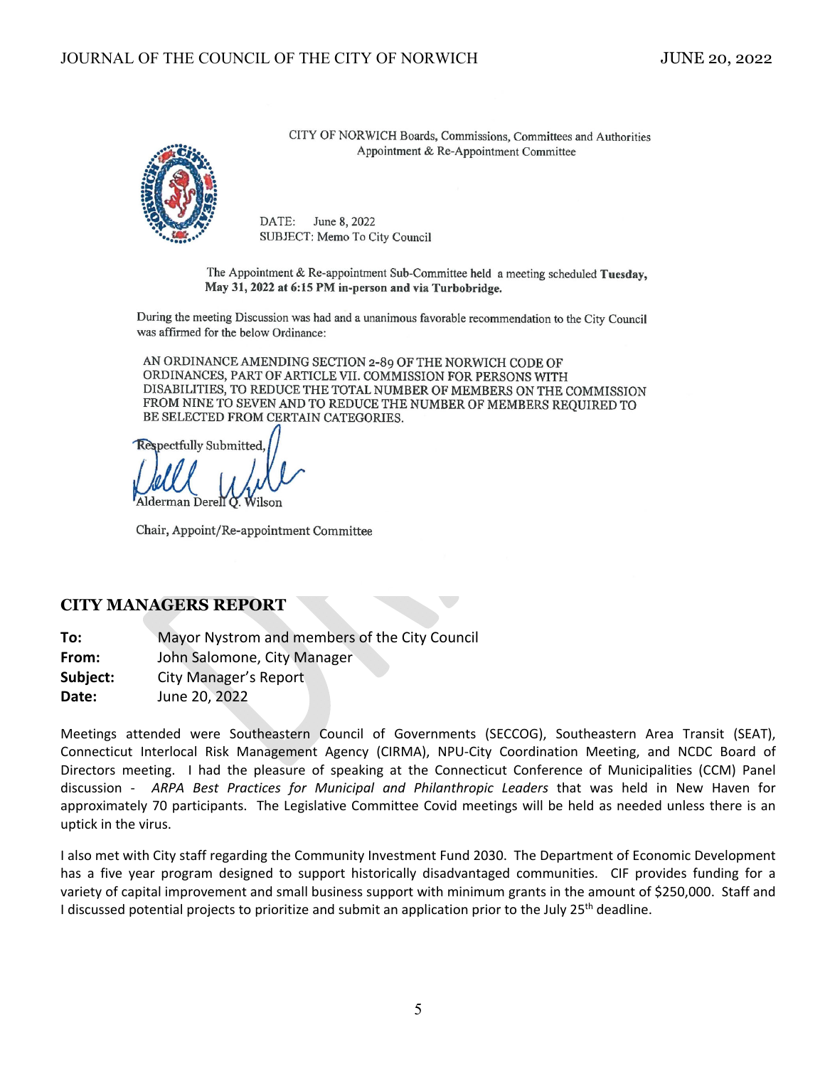CITY OF NORWICH Boards, Commissions, Committees and Authorities
Appointment & Re-Appointment Committee

DATE: June 8, 2022
SUBJECT: Memo To City Council

The Appointment & Re-appointment Sub-Committee held a meeting scheduled **Tuesday, May 31, 2022 at 6:15 PM in-person and via Turbobridge.**

During the meeting Discussion was had and a unanimous favorable recommendation to the City Council was affirmed for the below Ordinance:

AN ORDINANCE AMENDING SECTION 2-89 OF THE NORWICH CODE OF ORDINANCES, PART OF ARTICLE VII. COMMISSION FOR PERSONS WITH DISABILITIES, TO REDUCE THE TOTAL NUMBER OF MEMBERS ON THE COMMISSION FROM NINE TO SEVEN AND TO REDUCE THE NUMBER OF MEMBERS REQUIRED TO BE SELECTED FROM CERTAIN CATEGORIES.

Respectfully Submitted,

Alderman Derell Q. Wilson

Chair, Appoint/Re-appointment Committee

## CITY MANAGERS REPORT

**To:** Mayor Nystrom and members of the City Council
**From:** John Salomone, City Manager
**Subject:** City Manager's Report
**Date:** June 20, 2022

Meetings attended were Southeastern Council of Governments (SECCOG), Southeastern Area Transit (SEAT), Connecticut Interlocal Risk Management Agency (CIRMA), NPU-City Coordination Meeting, and NCDC Board of Directors meeting. I had the pleasure of speaking at the Connecticut Conference of Municipalities (CCM) Panel discussion - *ARPA Best Practices for Municipal and Philanthropic Leaders* that was held in New Haven for approximately 70 participants. The Legislative Committee Covid meetings will be held as needed unless there is an uptick in the virus.

I also met with City staff regarding the Community Investment Fund 2030. The Department of Economic Development has a five year program designed to support historically disadvantaged communities. CIF provides funding for a variety of capital improvement and small business support with minimum grants in the amount of $250,000. Staff and I discussed potential projects to prioritize and submit an application prior to the July 25th deadline.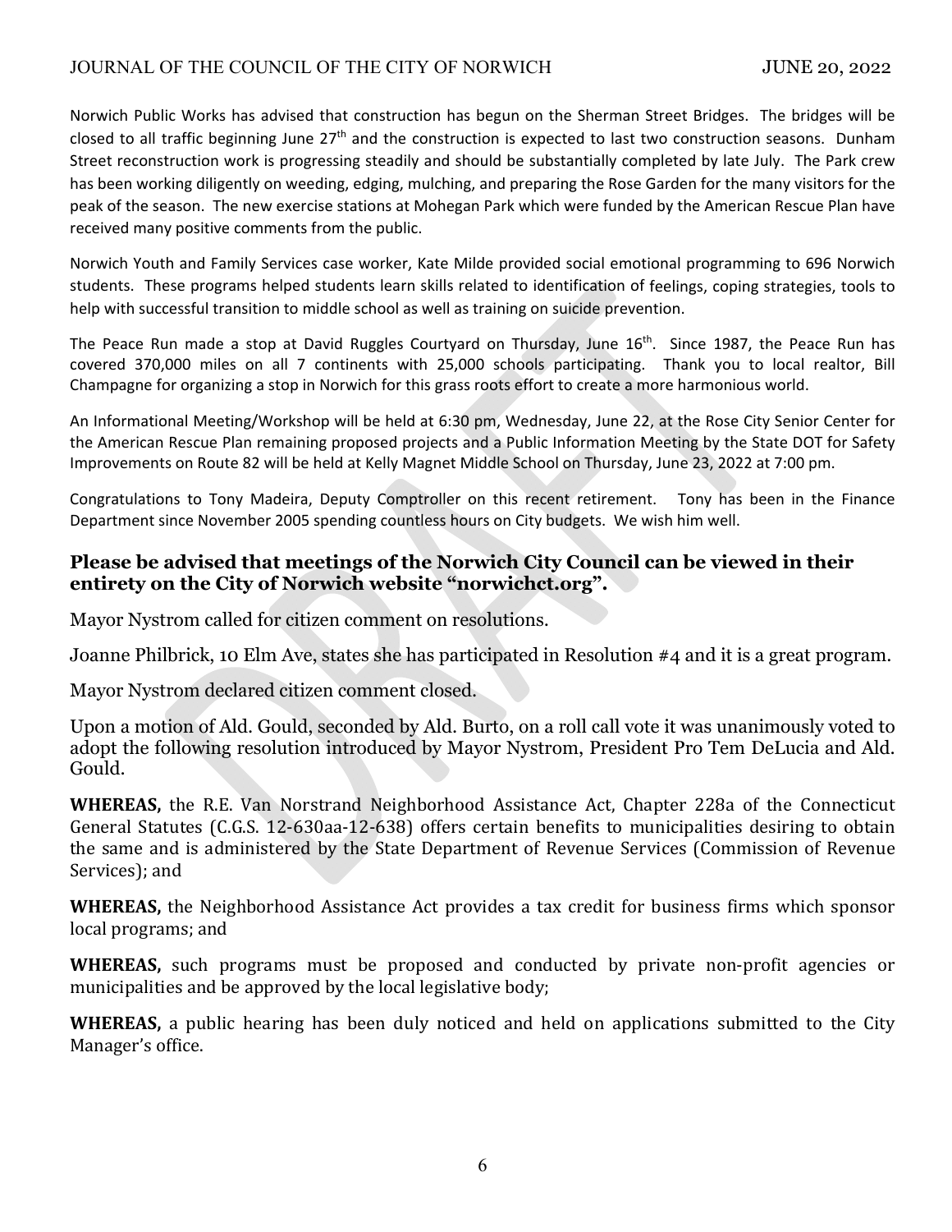Norwich Public Works has advised that construction has begun on the Sherman Street Bridges. The bridges will be closed to all traffic beginning June 27th and the construction is expected to last two construction seasons. Dunham Street reconstruction work is progressing steadily and should be substantially completed by late July. The Park crew has been working diligently on weeding, edging, mulching, and preparing the Rose Garden for the many visitors for the peak of the season. The new exercise stations at Mohegan Park which were funded by the American Rescue Plan have received many positive comments from the public.

Norwich Youth and Family Services case worker, Kate Milde provided social emotional programming to 696 Norwich students. These programs helped students learn skills related to identification of feelings, coping strategies, tools to help with successful transition to middle school as well as training on suicide prevention.

The Peace Run made a stop at David Ruggles Courtyard on Thursday, June 16th. Since 1987, the Peace Run has covered 370,000 miles on all 7 continents with 25,000 schools participating. Thank you to local realtor, Bill Champagne for organizing a stop in Norwich for this grass roots effort to create a more harmonious world.

An Informational Meeting/Workshop will be held at 6:30 pm, Wednesday, June 22, at the Rose City Senior Center for the American Rescue Plan remaining proposed projects and a Public Information Meeting by the State DOT for Safety Improvements on Route 82 will be held at Kelly Magnet Middle School on Thursday, June 23, 2022 at 7:00 pm.

Congratulations to Tony Madeira, Deputy Comptroller on this recent retirement. Tony has been in the Finance Department since November 2005 spending countless hours on City budgets. We wish him well.

**Please be advised that meetings of the Norwich City Council can be viewed in their entirety on the City of Norwich website "norwichct.org".**

Mayor Nystrom called for citizen comment on resolutions.

Joanne Philbrick, 10 Elm Ave, states she has participated in Resolution #4 and it is a great program.

Mayor Nystrom declared citizen comment closed.

Upon a motion of Ald. Gould, seconded by Ald. Burto, on a roll call vote it was unanimously voted to adopt the following resolution introduced by Mayor Nystrom, President Pro Tem DeLucia and Ald. Gould.

**WHEREAS,** the R.E. Van Norstrand Neighborhood Assistance Act, Chapter 228a of the Connecticut General Statutes (C.G.S. 12-630aa-12-638) offers certain benefits to municipalities desiring to obtain the same and is administered by the State Department of Revenue Services (Commission of Revenue Services); and

**WHEREAS,** the Neighborhood Assistance Act provides a tax credit for business firms which sponsor local programs; and

**WHEREAS,** such programs must be proposed and conducted by private non-profit agencies or municipalities and be approved by the local legislative body;

**WHEREAS,** a public hearing has been duly noticed and held on applications submitted to the City Manager's office.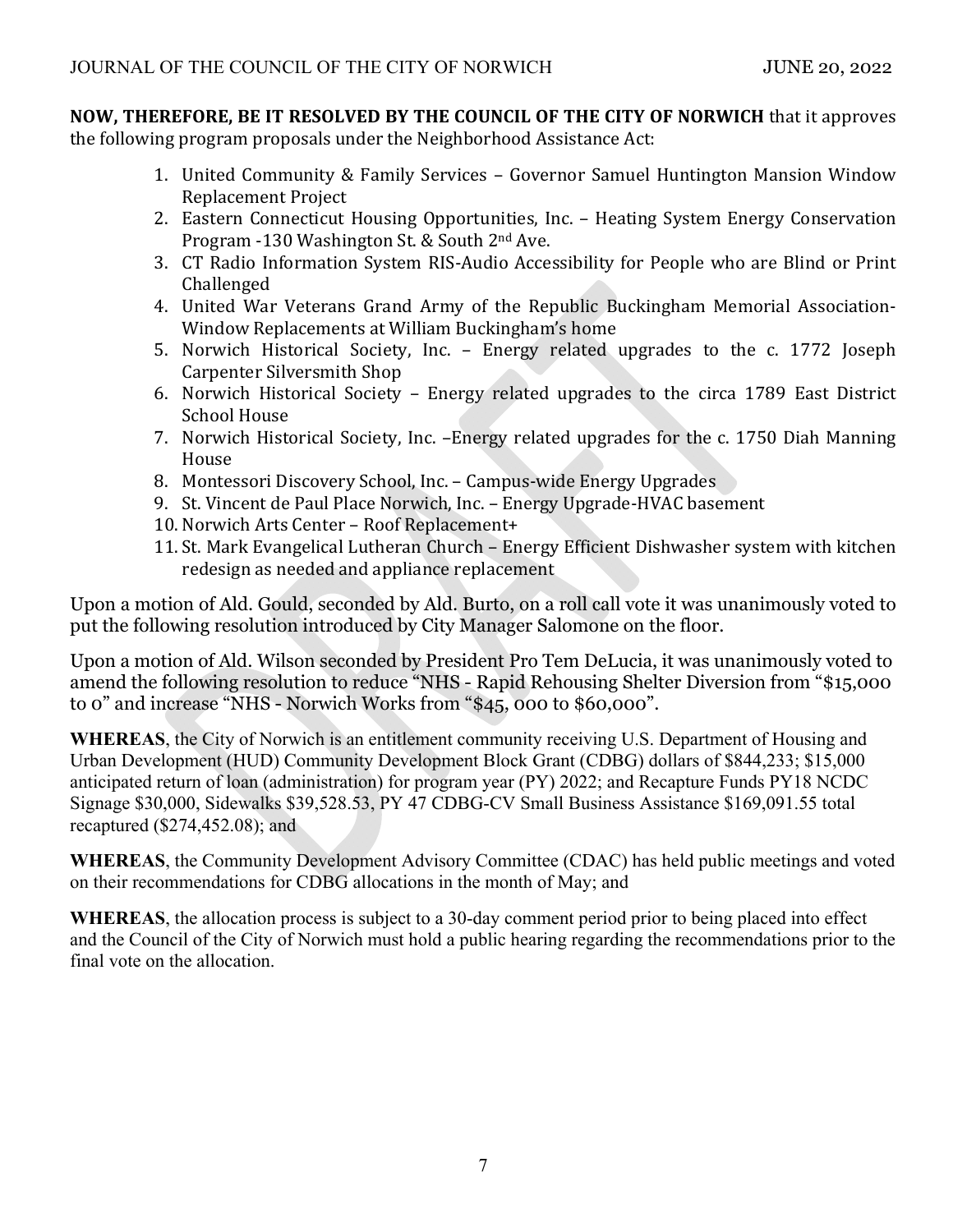**NOW, THEREFORE, BE IT RESOLVED BY THE COUNCIL OF THE CITY OF NORWICH** that it approves the following program proposals under the Neighborhood Assistance Act:

1. United Community & Family Services – Governor Samuel Huntington Mansion Window Replacement Project
2. Eastern Connecticut Housing Opportunities, Inc. – Heating System Energy Conservation Program -130 Washington St. & South 2nd Ave.
3. CT Radio Information System RIS-Audio Accessibility for People who are Blind or Print Challenged
4. United War Veterans Grand Army of the Republic Buckingham Memorial Association-Window Replacements at William Buckingham's home
5. Norwich Historical Society, Inc. – Energy related upgrades to the c. 1772 Joseph Carpenter Silversmith Shop
6. Norwich Historical Society – Energy related upgrades to the circa 1789 East District School House
7. Norwich Historical Society, Inc. –Energy related upgrades for the c. 1750 Diah Manning House
8. Montessori Discovery School, Inc. – Campus-wide Energy Upgrades
9. St. Vincent de Paul Place Norwich, Inc. – Energy Upgrade-HVAC basement
10. Norwich Arts Center – Roof Replacement+
11. St. Mark Evangelical Lutheran Church – Energy Efficient Dishwasher system with kitchen redesign as needed and appliance replacement

Upon a motion of Ald. Gould, seconded by Ald. Burto, on a roll call vote it was unanimously voted to put the following resolution introduced by City Manager Salomone on the floor.

Upon a motion of Ald. Wilson seconded by President Pro Tem DeLucia, it was unanimously voted to amend the following resolution to reduce "NHS - Rapid Rehousing Shelter Diversion from "$15,000 to 0" and increase "NHS - Norwich Works from "$45, 000 to $60,000".

**WHEREAS**, the City of Norwich is an entitlement community receiving U.S. Department of Housing and Urban Development (HUD) Community Development Block Grant (CDBG) dollars of $844,233; $15,000 anticipated return of loan (administration) for program year (PY) 2022; and Recapture Funds PY18 NCDC Signage $30,000, Sidewalks $39,528.53, PY 47 CDBG-CV Small Business Assistance $169,091.55 total recaptured ($274,452.08); and

**WHEREAS**, the Community Development Advisory Committee (CDAC) has held public meetings and voted on their recommendations for CDBG allocations in the month of May; and

**WHEREAS**, the allocation process is subject to a 30-day comment period prior to being placed into effect and the Council of the City of Norwich must hold a public hearing regarding the recommendations prior to the final vote on the allocation.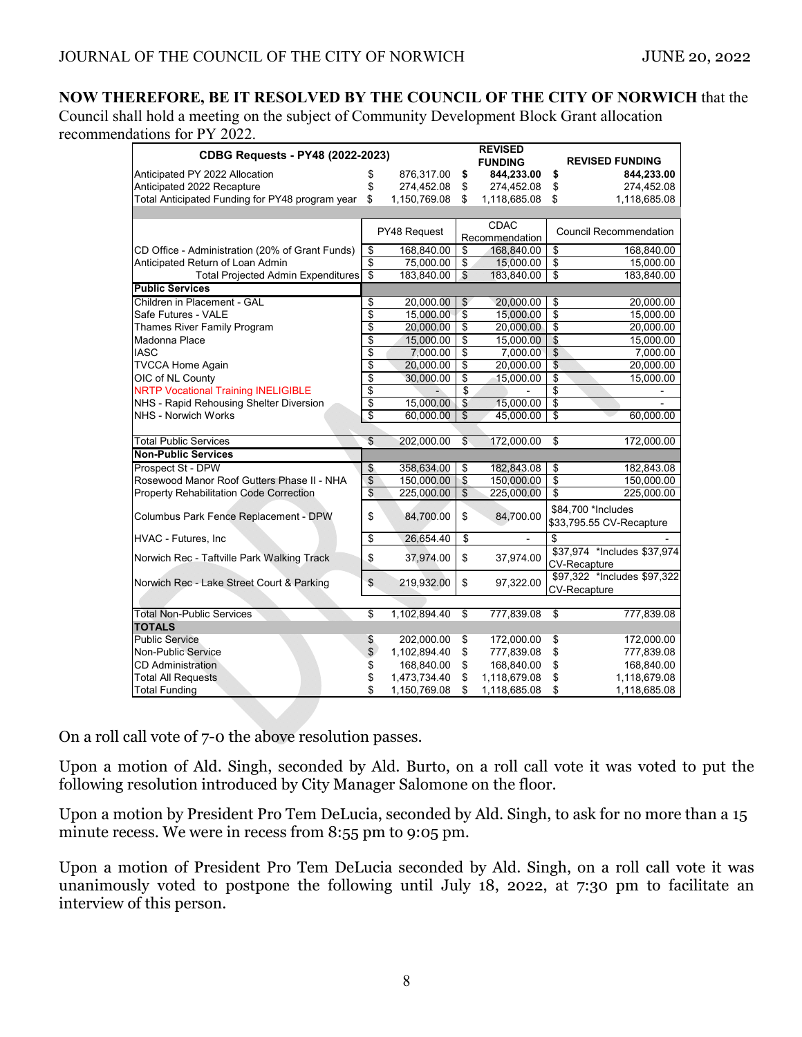**NOW THEREFORE, BE IT RESOLVED BY THE COUNCIL OF THE CITY OF NORWICH** that the Council shall hold a meeting on the subject of Community Development Block Grant allocation recommendations for PY 2022.

| CDBG Requests - PY48 (2022-2023) | | REVISED FUNDING | REVISED FUNDING |
|---|---|---|---|
| Anticipated PY 2022 Allocation | $ 876,317.00 | **$ 844,233.00** | **$ 844,233.00** |
| Anticipated 2022 Recapture | $ 274,452.08 | $ 274,452.08 | $ 274,452.08 |
| Total Anticipated Funding for PY48 program year | $ 1,150,769.08 | $ 1,118,685.08 | $ 1,118,685.08 |
| | PY48 Request | CDAC Recommendation | Council Recommendation |
| CD Office - Administration (20% of Grant Funds) | $ 168,840.00 | $ 168,840.00 | $ 168,840.00 |
| Anticipated Return of Loan Admin | $ 75,000.00 | $ 15,000.00 | $ 15,000.00 |
| Total Projected Admin Expenditures | $ 183,840.00 | $ 183,840.00 | $ 183,840.00 |
| **Public Services** | | | |
| Children in Placement - GAL | $ 20,000.00 | $ 20,000.00 | $ 20,000.00 |
| Safe Futures - VALE | $ 15,000.00 | $ 15,000.00 | $ 15,000.00 |
| Thames River Family Program | $ 20,000.00 | $ 20,000.00 | $ 20,000.00 |
| Madonna Place | $ 15,000.00 | $ 15,000.00 | $ 15,000.00 |
| IASC | $ 7,000.00 | $ 7,000.00 | $ 7,000.00 |
| TVCCA Home Again | $ 20,000.00 | $ 20,000.00 | $ 20,000.00 |
| OIC of NL County | $ 30,000.00 | $ 15,000.00 | $ 15,000.00 |
| NRTP Vocational Training INELIGIBLE | $ - | $ - | $ - |
| NHS - Rapid Rehousing Shelter Diversion | $ 15,000.00 | $ 15,000.00 | $ - |
| NHS - Norwich Works | $ 60,000.00 | $ 45,000.00 | $ 60,000.00 |
| Total Public Services | $ 202,000.00 | $ 172,000.00 | $ 172,000.00 |
| **Non-Public Services** | | | |
| Prospect St - DPW | $ 358,634.00 | $ 182,843.08 | $ 182,843.08 |
| Rosewood Manor Roof Gutters Phase II - NHA | $ 150,000.00 | $ 150,000.00 | $ 150,000.00 |
| Property Rehabilitation Code Correction | $ 225,000.00 | $ 225,000.00 | $ 225,000.00 |
| Columbus Park Fence Replacement - DPW | $ 84,700.00 | $ 84,700.00 | $84,700 *Includes $33,795.55 CV-Recapture |
| HVAC - Futures, Inc | $ 26,654.40 | $ - | $ - |
| Norwich Rec - Taftville Park Walking Track | $ 37,974.00 | $ 37,974.00 | $37,974 *Includes $37,974 CV-Recapture |
| Norwich Rec - Lake Street Court & Parking | $ 219,932.00 | $ 97,322.00 | $97,322 *Includes $97,322 CV-Recapture |
| Total Non-Public Services | $ 1,102,894.40 | $ 777,839.08 | $ 777,839.08 |
| **TOTALS** | | | |
| Public Service | $ 202,000.00 | $ 172,000.00 | $ 172,000.00 |
| Non-Public Service | $ 1,102,894.40 | $ 777,839.08 | $ 777,839.08 |
| CD Administration | $ 168,840.00 | $ 168,840.00 | $ 168,840.00 |
| Total All Requests | $ 1,473,734.40 | $ 1,118,679.08 | $ 1,118,679.08 |
| Total Funding | $ 1,150,769.08 | $ 1,118,685.08 | $ 1,118,685.08 |

On a roll call vote of 7-0 the above resolution passes.

Upon a motion of Ald. Singh, seconded by Ald. Burto, on a roll call vote it was voted to put the following resolution introduced by City Manager Salomone on the floor.

Upon a motion by President Pro Tem DeLucia, seconded by Ald. Singh, to ask for no more than a 15 minute recess. We were in recess from 8:55 pm to 9:05 pm.

Upon a motion of President Pro Tem DeLucia seconded by Ald. Singh, on a roll call vote it was unanimously voted to postpone the following until July 18, 2022, at 7:30 pm to facilitate an interview of this person.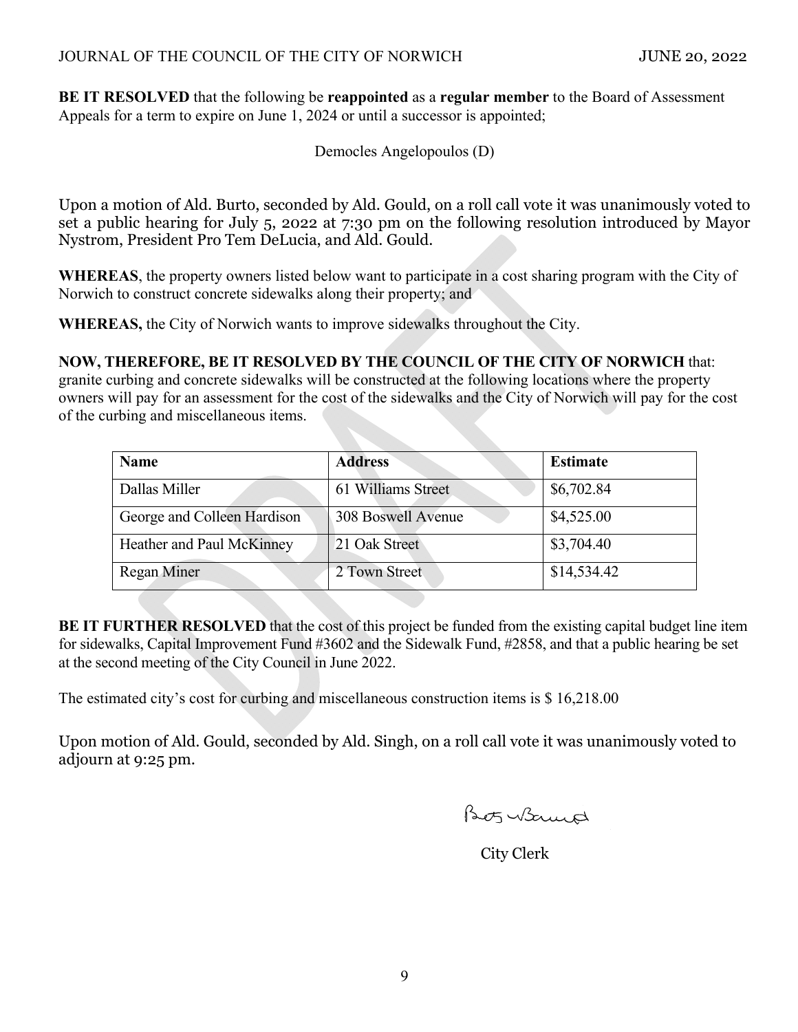**BE IT RESOLVED** that the following be **reappointed** as a **regular member** to the Board of Assessment Appeals for a term to expire on June 1, 2024 or until a successor is appointed;

Democles Angelopoulos (D)

Upon a motion of Ald. Burto, seconded by Ald. Gould, on a roll call vote it was unanimously voted to set a public hearing for July 5, 2022 at 7:30 pm on the following resolution introduced by Mayor Nystrom, President Pro Tem DeLucia, and Ald. Gould.

**WHEREAS**, the property owners listed below want to participate in a cost sharing program with the City of Norwich to construct concrete sidewalks along their property; and

**WHEREAS,** the City of Norwich wants to improve sidewalks throughout the City.

**NOW, THEREFORE, BE IT RESOLVED BY THE COUNCIL OF THE CITY OF NORWICH** that: granite curbing and concrete sidewalks will be constructed at the following locations where the property owners will pay for an assessment for the cost of the sidewalks and the City of Norwich will pay for the cost of the curbing and miscellaneous items.

| Name | Address | Estimate |
|---|---|---|
| Dallas Miller | 61 Williams Street | $6,702.84 |
| George and Colleen Hardison | 308 Boswell Avenue | $4,525.00 |
| Heather and Paul McKinney | 21 Oak Street | $3,704.40 |
| Regan Miner | 2 Town Street | $14,534.42 |

**BE IT FURTHER RESOLVED** that the cost of this project be funded from the existing capital budget line item for sidewalks, Capital Improvement Fund #3602 and the Sidewalk Fund, #2858, and that a public hearing be set at the second meeting of the City Council in June 2022.

The estimated city's cost for curbing and miscellaneous construction items is $ 16,218.00

Upon motion of Ald. Gould, seconded by Ald. Singh, on a roll call vote it was unanimously voted to adjourn at 9:25 pm.

City Clerk